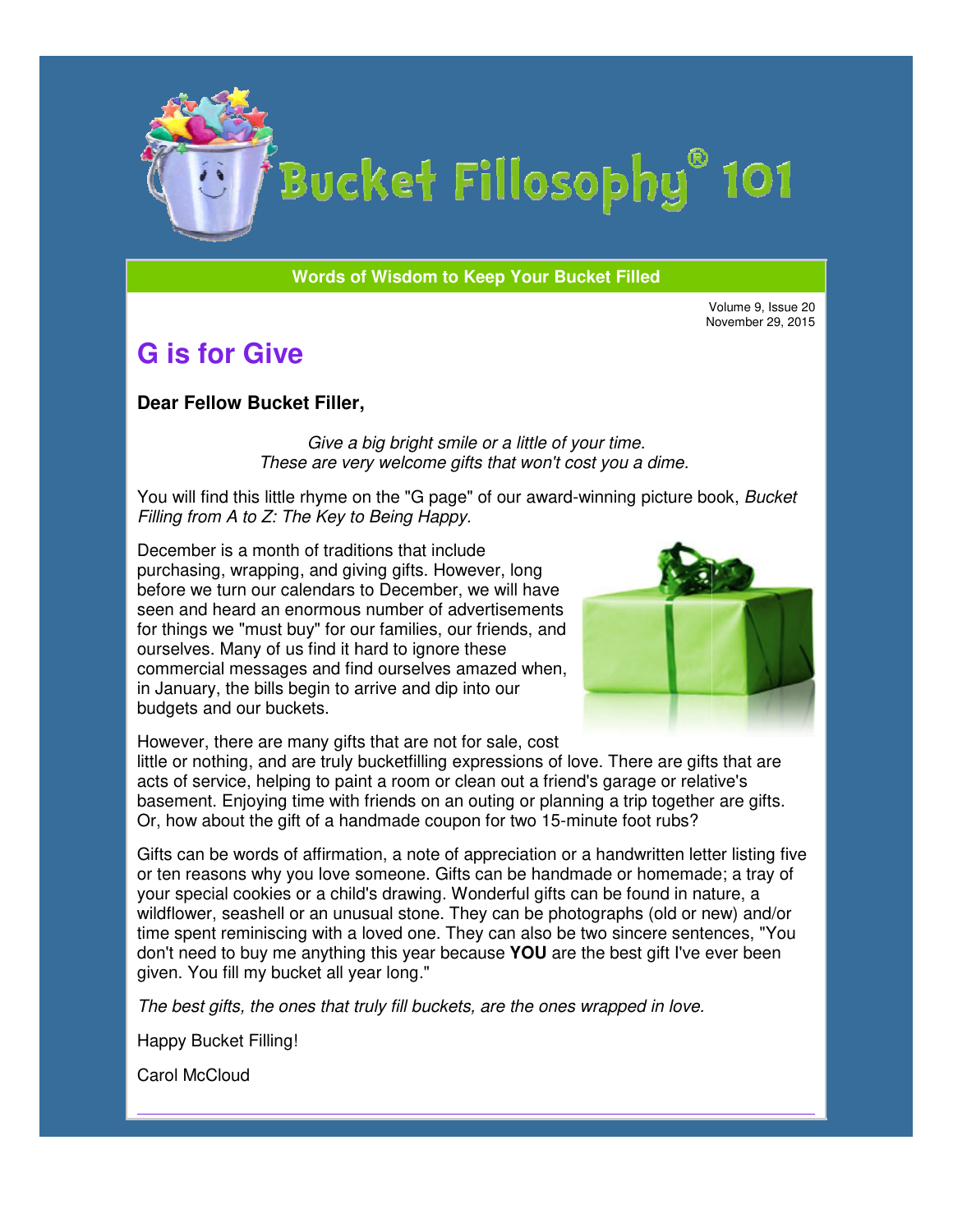# Bucket Fillosophy® 101

**Words of Wisdom to Keep Your Bucket Filled**

Volume 9, Issue 20
November 29, 2015

## G is for Give

**Dear Fellow Bucket Filler,**

*Give a big bright smile or a little of your time.*
*These are very welcome gifts that won't cost you a dime.*

You will find this little rhyme on the "G page" of our award-winning picture book, *Bucket Filling from A to Z: The Key to Being Happy*.

December is a month of traditions that include purchasing, wrapping, and giving gifts. However, long before we turn our calendars to December, we will have seen and heard an enormous number of advertisements for things we "must buy" for our families, our friends, and ourselves. Many of us find it hard to ignore these commercial messages and find ourselves amazed when, in January, the bills begin to arrive and dip into our budgets and our buckets.

However, there are many gifts that are not for sale, cost little or nothing, and are truly bucketfilling expressions of love. There are gifts that are acts of service, helping to paint a room or clean out a friend's garage or relative's basement. Enjoying time with friends on an outing or planning a trip together are gifts. Or, how about the gift of a handmade coupon for two 15-minute foot rubs?

Gifts can be words of affirmation, a note of appreciation or a handwritten letter listing five or ten reasons why you love someone. Gifts can be handmade or homemade; a tray of your special cookies or a child's drawing. Wonderful gifts can be found in nature, a wildflower, seashell or an unusual stone. They can be photographs (old or new) and/or time spent reminiscing with a loved one. They can also be two sincere sentences, "You don't need to buy me anything this year because **YOU** are the best gift I've ever been given. You fill my bucket all year long."

*The best gifts, the ones that truly fill buckets, are the ones wrapped in love.*

Happy Bucket Filling!

Carol McCloud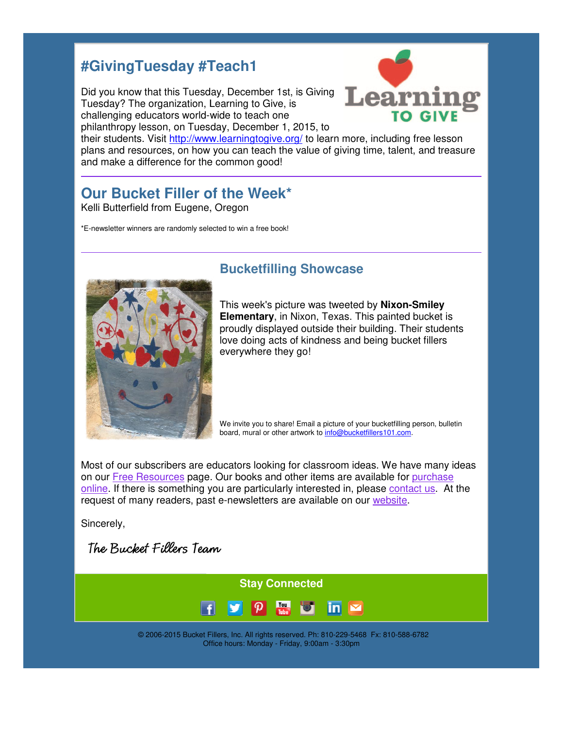## #GivingTuesday #Teach1

Did you know that this Tuesday, December 1st, is Giving Tuesday? The organization, Learning to Give, is challenging educators world-wide to teach one philanthropy lesson, on Tuesday, December 1, 2015, to their students. Visit http://www.learningtogive.org/ to learn more, including free lesson plans and resources, on how you can teach the value of giving time, talent, and treasure and make a difference for the common good!

---

## Our Bucket Filler of the Week*

Kelli Butterfield from Eugene, Oregon

*E-newsletter winners are randomly selected to win a free book!

---

### Bucketfilling Showcase

This week's picture was tweeted by **Nixon-Smiley Elementary**, in Nixon, Texas. This painted bucket is proudly displayed outside their building. Their students love doing acts of kindness and being bucket fillers everywhere they go!

We invite you to share! Email a picture of your bucketfilling person, bulletin board, mural or other artwork to info@bucketfillers101.com.

Most of our subscribers are educators looking for classroom ideas. We have many ideas on our Free Resources page. Our books and other items are available for purchase online. If there is something you are particularly interested in, please contact us. At the request of many readers, past e-newsletters are available on our website.

Sincerely,

*The Bucket Fillers Team*

**Stay Connected**

© 2006-2015 Bucket Fillers, Inc. All rights reserved. Ph: 810-229-5468 Fx: 810-588-6782
Office hours: Monday - Friday, 9:00am - 3:30pm